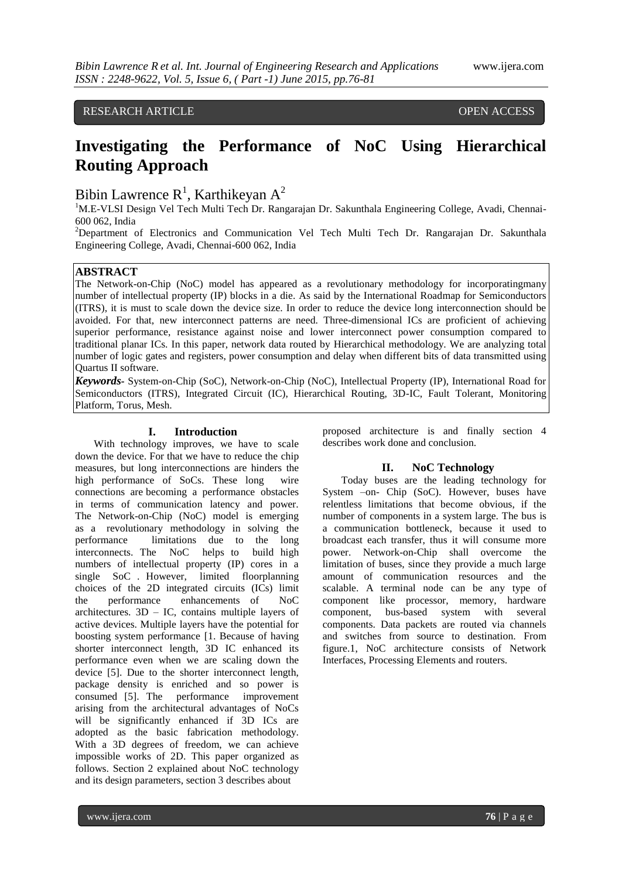RESEARCH ARTICLE OPEN ACCESS

# Investigating the Performance of NoC Using Hierarchical Routing Approach

Bibin Lawrence R[1], Karthikeyan A[2]

[1]M.E-VLSI Design Vel Tech Multi Tech Dr. Rangarajan Dr. Sakunthala Engineering College, Avadi, Chennai-600 062, India

[2]Department of Electronics and Communication Vel Tech Multi Tech Dr. Rangarajan Dr. Sakunthala Engineering College, Avadi, Chennai-600 062, India

## ABSTRACT

The Network-on-Chip (NoC) model has appeared as a revolutionary methodology for incorporatingmany number of intellectual property (IP) blocks in a die. As said by the International Roadmap for Semiconductors (ITRS), it is must to scale down the device size. In order to reduce the device long interconnection should be avoided. For that, new interconnect patterns are need. Three-dimensional ICs are proficient of achieving superior performance, resistance against noise and lower interconnect power consumption compared to traditional planar ICs. In this paper, network data routed by Hierarchical methodology. We are analyzing total number of logic gates and registers, power consumption and delay when different bits of data transmitted using Quartus II software.

***Keywords*-** System-on-Chip (SoC), Network-on-Chip (NoC), Intellectual Property (IP), International Road for Semiconductors (ITRS), Integrated Circuit (IC), Hierarchical Routing, 3D-IC, Fault Tolerant, Monitoring Platform, Torus, Mesh.

## I. Introduction

With technology improves, we have to scale down the device. For that we have to reduce the chip measures, but long interconnections are hinders the high performance of SoCs. These long wire connections are becoming a performance obstacles in terms of communication latency and power. The Network-on-Chip (NoC) model is emerging as a revolutionary methodology in solving the performance limitations due to the long interconnects. The NoC helps to build high numbers of intellectual property (IP) cores in a single SoC . However, limited floorplanning choices of the 2D integrated circuits (ICs) limit the performance enhancements of NoC architectures. 3D – IC, contains multiple layers of active devices. Multiple layers have the potential for boosting system performance [1. Because of having shorter interconnect length, 3D IC enhanced its performance even when we are scaling down the device [5]. Due to the shorter interconnect length, package density is enriched and so power is consumed [5]. The performance improvement arising from the architectural advantages of NoCs will be significantly enhanced if 3D ICs are adopted as the basic fabrication methodology. With a 3D degrees of freedom, we can achieve impossible works of 2D. This paper organized as follows. Section 2 explained about NoC technology and its design parameters, section 3 describes about proposed architecture is and finally section 4 describes work done and conclusion.

## II. NoC Technology

Today buses are the leading technology for System –on- Chip (SoC). However, buses have relentless limitations that become obvious, if the number of components in a system large. The bus is a communication bottleneck, because it used to broadcast each transfer, thus it will consume more power. Network-on-Chip shall overcome the limitation of buses, since they provide a much large amount of communication resources and the scalable. A terminal node can be any type of component like processor, memory, hardware component, bus-based system with several components. Data packets are routed via channels and switches from source to destination. From figure.1, NoC architecture consists of Network Interfaces, Processing Elements and routers.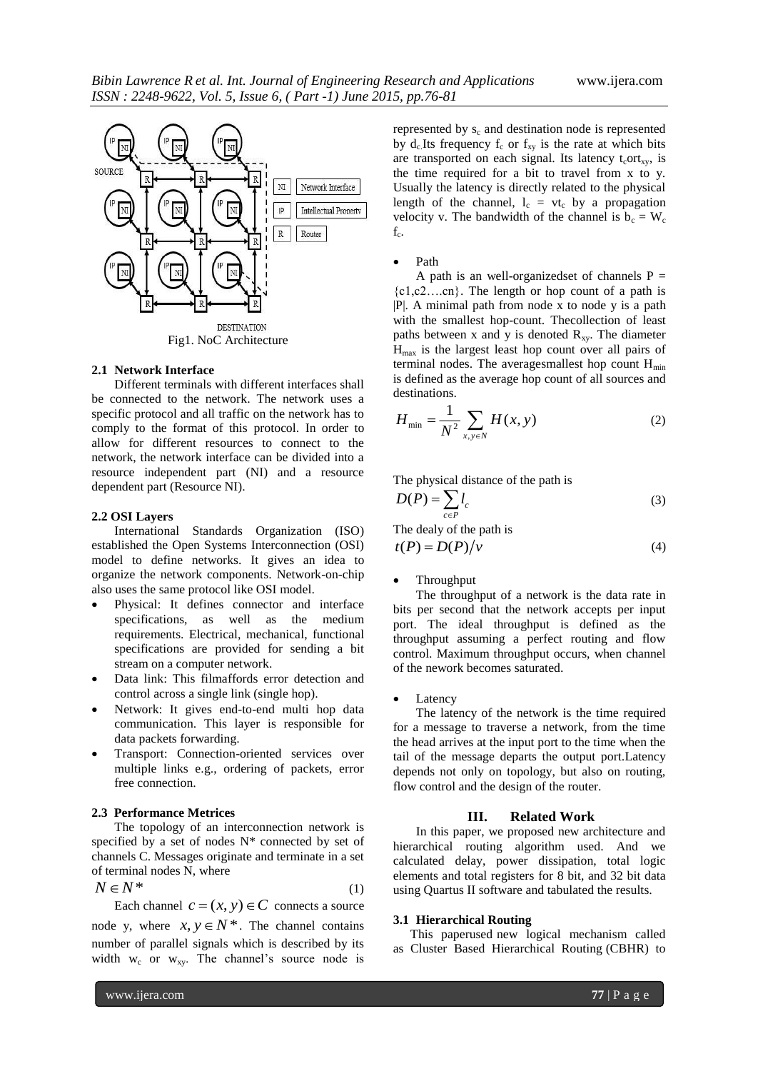Fig1. NoC Architecture

### 2.1 Network Interface

Different terminals with different interfaces shall be connected to the network. The network uses a specific protocol and all traffic on the network has to comply to the format of this protocol. In order to allow for different resources to connect to the network, the network interface can be divided into a resource independent part (NI) and a resource dependent part (Resource NI).

### 2.2 OSI Layers

International Standards Organization (ISO) established the Open Systems Interconnection (OSI) model to define networks. It gives an idea to organize the network components. Network-on-chip also uses the same protocol like OSI model.

- Physical: It defines connector and interface specifications, as well as the medium requirements. Electrical, mechanical, functional specifications are provided for sending a bit stream on a computer network.
- Data link: This filmaffords error detection and control across a single link (single hop).
- Network: It gives end-to-end multi hop data communication. This layer is responsible for data packets forwarding.
- Transport: Connection-oriented services over multiple links e.g., ordering of packets, error free connection.

### 2.3 Performance Metrices

The topology of an interconnection network is specified by a set of nodes N* connected by set of channels C. Messages originate and terminate in a set of terminal nodes N, where

$$N \in N^* \tag{1}$$

Each channel $c = (x, y) \in C$ connects a source node y, where $x, y \in N^*$. The channel contains number of parallel signals which is described by its width $w_c$ or $w_{xy}$. The channel's source node is represented by $s_c$ and destination node is represented by $d_c$.Its frequency $f_c$ or $f_{xy}$ is the rate at which bits are transported on each signal. Its latency $t_c$ort$_{xy}$, is the time required for a bit to travel from x to y. Usually the latency is directly related to the physical length of the channel, $l_c = vt_c$ by a propagation velocity v. The bandwidth of the channel is $b_c = W_c f_c$.

- Path

A path is an well-organizedset of channels P = {c1,c2….cn}. The length or hop count of a path is |P|. A minimal path from node x to node y is a path with the smallest hop-count. Thecollection of least paths between x and y is denoted $R_{xy}$. The diameter $H_{max}$ is the largest least hop count over all pairs of terminal nodes. The averagesmallest hop count $H_{min}$ is defined as the average hop count of all sources and destinations.

$$H_{\min} = \frac{1}{N^2} \sum_{x,y \in N} H(x, y) \tag{2}$$

The physical distance of the path is

$$D(P) = \sum_{c \in P} l_c \tag{3}$$

The dealy of the path is

$$t(P) = D(P)/v \tag{4}$$

- Throughput

The throughput of a network is the data rate in bits per second that the network accepts per input port. The ideal throughput is defined as the throughput assuming a perfect routing and flow control. Maximum throughput occurs, when channel of the nework becomes saturated.

- Latency

The latency of the network is the time required for a message to traverse a network, from the time the head arrives at the input port to the time when the tail of the message departs the output port.Latency depends not only on topology, but also on routing, flow control and the design of the router.

## III. Related Work

In this paper, we proposed new architecture and hierarchical routing algorithm used. And we calculated delay, power dissipation, total logic elements and total registers for 8 bit, and 32 bit data using Quartus II software and tabulated the results.

### 3.1 Hierarchical Routing

This paperused new logical mechanism called as Cluster Based Hierarchical Routing (CBHR) to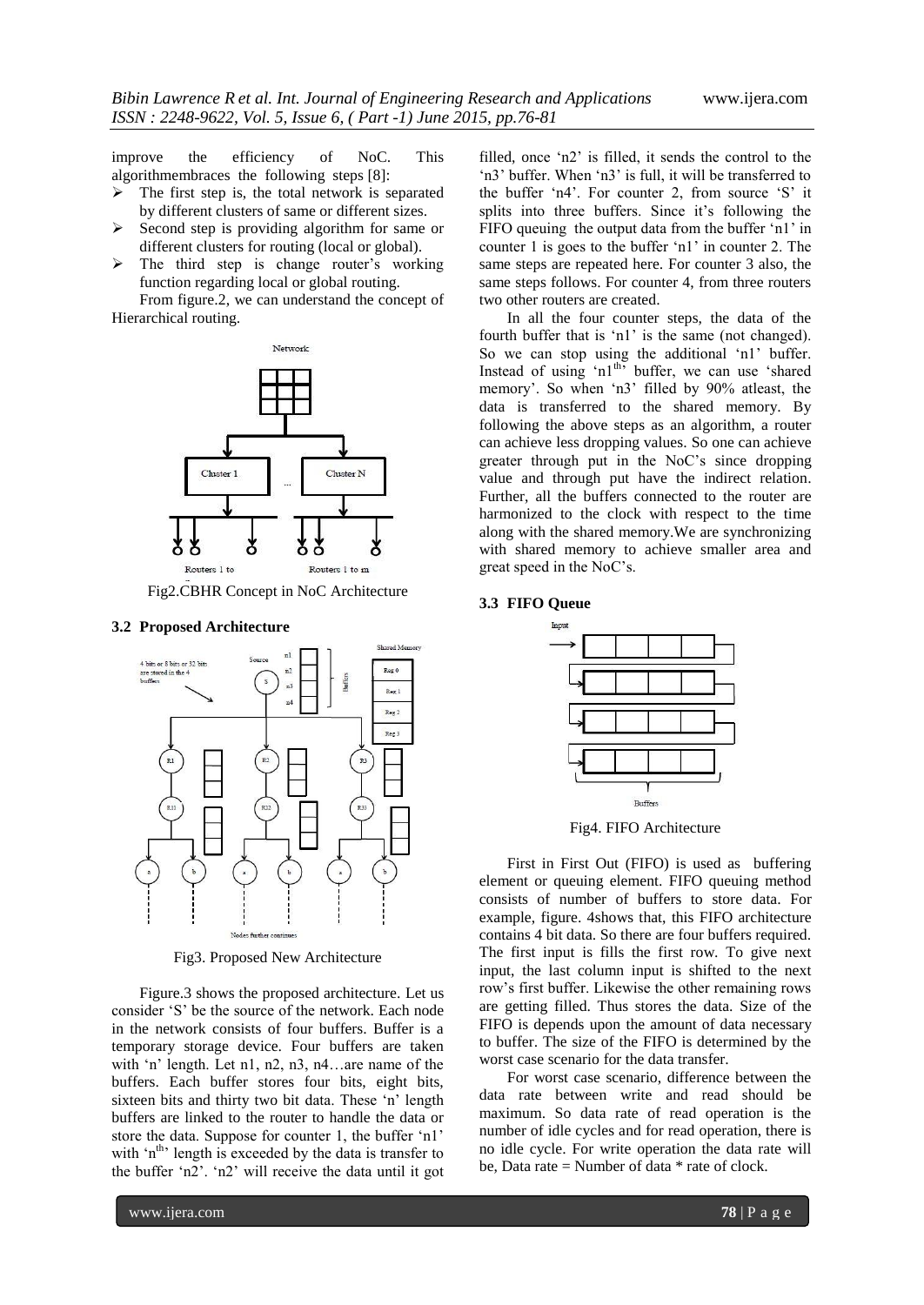improve the efficiency of NoC. This algorithmembraces the following steps [8]:

- The first step is, the total network is separated by different clusters of same or different sizes.
- Second step is providing algorithm for same or different clusters for routing (local or global).
- The third step is change router's working function regarding local or global routing.

From figure.2, we can understand the concept of Hierarchical routing.

Fig2.CBHR Concept in NoC Architecture

### 3.2 Proposed Architecture

Fig3. Proposed New Architecture

Figure.3 shows the proposed architecture. Let us consider 'S' be the source of the network. Each node in the network consists of four buffers. Buffer is a temporary storage device. Four buffers are taken with 'n' length. Let n1, n2, n3, n4…are name of the buffers. Each buffer stores four bits, eight bits, sixteen bits and thirty two bit data. These 'n' length buffers are linked to the router to handle the data or store the data. Suppose for counter 1, the buffer 'n1' with 'n[th]' length is exceeded by the data is transfer to the buffer 'n2'. 'n2' will receive the data until it got filled, once 'n2' is filled, it sends the control to the 'n3' buffer. When 'n3' is full, it will be transferred to the buffer 'n4'. For counter 2, from source 'S' it splits into three buffers. Since it's following the FIFO queuing the output data from the buffer 'n1' in counter 1 is goes to the buffer 'n1' in counter 2. The same steps are repeated here. For counter 3 also, the same steps follows. For counter 4, from three routers two other routers are created.

In all the four counter steps, the data of the fourth buffer that is 'n1' is the same (not changed). So we can stop using the additional 'n1' buffer. Instead of using 'n1[th]' buffer, we can use 'shared memory'. So when 'n3' filled by 90% atleast, the data is transferred to the shared memory. By following the above steps as an algorithm, a router can achieve less dropping values. So one can achieve greater through put in the NoC's since dropping value and through put have the indirect relation. Further, all the buffers connected to the router are harmonized to the clock with respect to the time along with the shared memory.We are synchronizing with shared memory to achieve smaller area and great speed in the NoC's.

### 3.3 FIFO Queue

Fig4. FIFO Architecture

First in First Out (FIFO) is used as buffering element or queuing element. FIFO queuing method consists of number of buffers to store data. For example, figure. 4shows that, this FIFO architecture contains 4 bit data. So there are four buffers required. The first input is fills the first row. To give next input, the last column input is shifted to the next row's first buffer. Likewise the other remaining rows are getting filled. Thus stores the data. Size of the FIFO is depends upon the amount of data necessary to buffer. The size of the FIFO is determined by the worst case scenario for the data transfer.

For worst case scenario, difference between the data rate between write and read should be maximum. So data rate of read operation is the number of idle cycles and for read operation, there is no idle cycle. For write operation the data rate will be, Data rate = Number of data * rate of clock.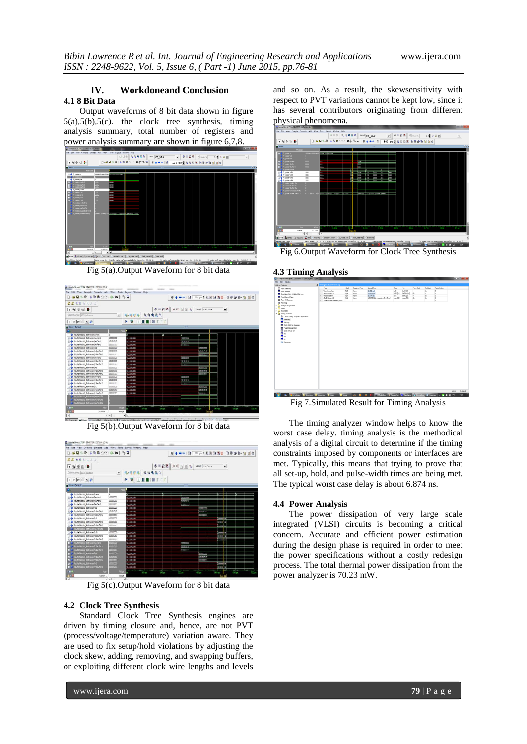## IV. Workdoneand Conclusion

### 4.1 8 Bit Data

Output waveforms of 8 bit data shown in figure 5(a),5(b),5(c). the clock tree synthesis, timing analysis summary, total number of registers and power analysis summary are shown in figure 6,7,8.

Fig 5(a).Output Waveform for 8 bit data

Fig 5(b).Output Waveform for 8 bit data

Fig 5(c).Output Waveform for 8 bit data

### 4.2 Clock Tree Synthesis

Standard Clock Tree Synthesis engines are driven by timing closure and, hence, are not PVT (process/voltage/temperature) variation aware. They are used to fix setup/hold violations by adjusting the clock skew, adding, removing, and swapping buffers, or exploiting different clock wire lengths and levels and so on. As a result, the skewsensitivity with respect to PVT variations cannot be kept low, since it has several contributors originating from different physical phenomena.

Fig 6.Output Waveform for Clock Tree Synthesis

### 4.3 Timing Analysis

Fig 7.Simulated Result for Timing Analysis

The timing analyzer window helps to know the worst case delay. timing analysis is the methodical analysis of a digital circuit to determine if the timing constraints imposed by components or interfaces are met. Typically, this means that trying to prove that all set-up, hold, and pulse-width times are being met. The typical worst case delay is about 6.874 ns.

### 4.4 Power Analysis

The power dissipation of very large scale integrated (VLSI) circuits is becoming a critical concern. Accurate and efficient power estimation during the design phase is required in order to meet the power specifications without a costly redesign process. The total thermal power dissipation from the power analyzer is 70.23 mW.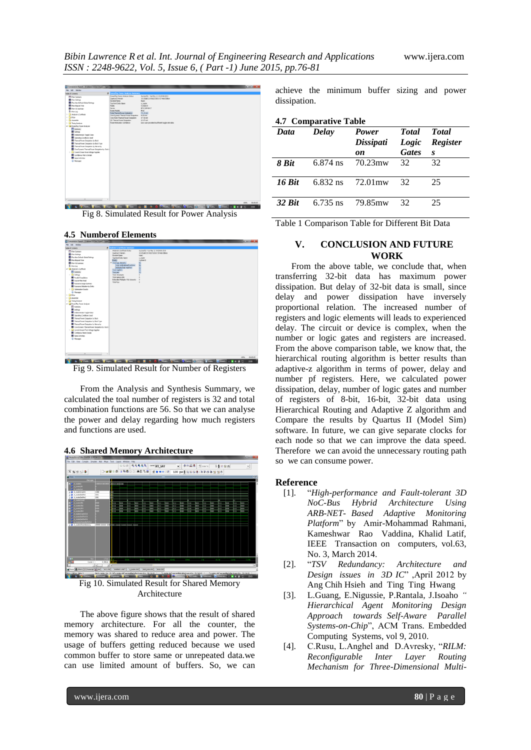Fig 8. Simulated Result for Power Analysis

### 4.5 Numberof Elements

Fig 9. Simulated Result for Number of Registers

From the Analysis and Synthesis Summary, we calculated the toal number of registers is 32 and total combination functions are 56. So that we can analyse the power and delay regarding how much registers and functions are used.

### 4.6 Shared Memory Architecture

Fig 10. Simulated Result for Shared Memory Architecture

The above figure shows that the result of shared memory architecture. For all the counter, the memory was shared to reduce area and power. The usage of buffers getting reduced because we used common buffer to store same or unrepeated data.we can use limited amount of buffers. So, we can achieve the minimum buffer sizing and power dissipation.

### 4.7 Comparative Table

| *Data* | *Delay* | *Power Dissipation* | *Total Logic Gates* | *Total Registers* |
|---|---|---|---|---|
| *8 Bit* | 6.874 ns | 70.23mw | 32 | 32 |
| *16 Bit* | 6.832 ns | 72.01mw | 32 | 25 |
| *32 Bit* | 6.735 ns | 79.85mw | 32 | 25 |

Table 1 Comparison Table for Different Bit Data

## V. CONCLUSION AND FUTURE WORK

From the above table, we conclude that, when transferring 32-bit data has maximum power dissipation. But delay of 32-bit data is small, since delay and power dissipation have inversely proportional relation. The increased number of registers and logic elements will leads to experienced delay. The circuit or device is complex, when the number or logic gates and registers are increased. From the above comparison table, we know that, the hierarchical routing algorithm is better results than adaptive-z algorithm in terms of power, delay and number pf registers. Here, we calculated power dissipation, delay, number of logic gates and number of registers of 8-bit, 16-bit, 32-bit data using Hierarchical Routing and Adaptive Z algorithm and Compare the results by Quartus II (Model Sim) software. In future, we can give separate clocks for each node so that we can improve the data speed. Therefore we can avoid the unnecessary routing path so we can consume power.

## Reference

[1]. "*High-performance and Fault-tolerant 3D NoC-Bus Hybrid Architecture Using ARB-NET- Based Adaptive Monitoring Platform*" by Amir-Mohammad Rahmani, Kameshwar Rao Vaddina, Khalid Latif, IEEE Transaction on computers, vol.63, No. 3, March 2014.

[2]. "*TSV Redundancy: Architecture and Design issues in 3D IC*" ,April 2012 by Ang Chih Hsieh and Ting Ting Hwang

[3]. L.Guang, E.Nigussie, P.Rantala, J.Isoaho "*Hierarchical Agent Monitoring Design Approach towards Self-Aware Parallel Systems-on-Chip*", ACM Trans. Embedded Computing Systems, vol 9, 2010.

[4]. C.Rusu, L.Anghel and D.Avresky, "*RILM: Reconfigurable Inter Layer Routing Mechanism for Three-Dimensional Multi-*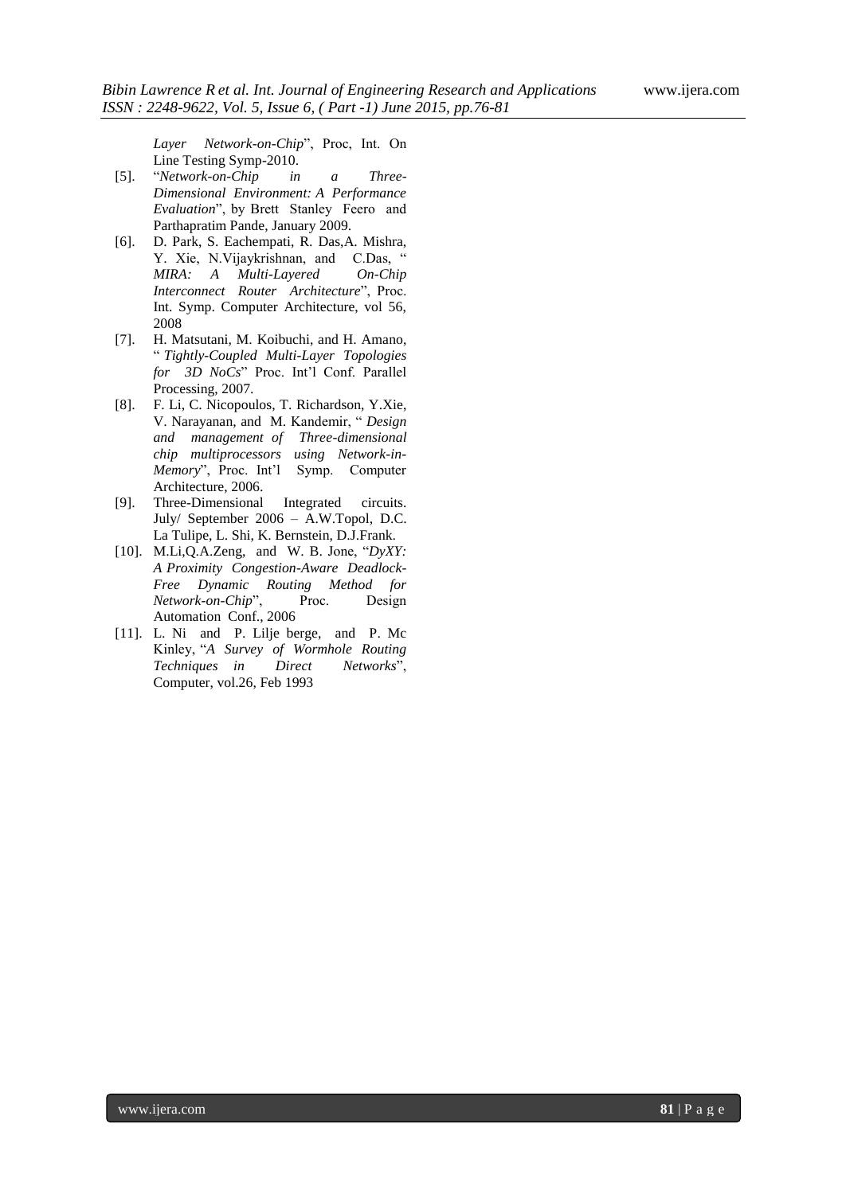*Layer Network-on-Chip*", Proc, Int. On Line Testing Symp-2010.

[5]. "*Network-on-Chip in a Three-Dimensional Environment: A Performance Evaluation*", by Brett Stanley Feero and Parthapratim Pande, January 2009.

[6]. D. Park, S. Eachempati, R. Das,A. Mishra, Y. Xie, N.Vijaykrishnan, and C.Das, " *MIRA: A Multi-Layered On-Chip Interconnect Router Architecture*", Proc. Int. Symp. Computer Architecture, vol 56, 2008

[7]. H. Matsutani, M. Koibuchi, and H. Amano, " *Tightly-Coupled Multi-Layer Topologies for 3D NoCs*" Proc. Int'l Conf. Parallel Processing, 2007.

[8]. F. Li, C. Nicopoulos, T. Richardson, Y.Xie, V. Narayanan, and M. Kandemir, " *Design and management of Three-dimensional chip multiprocessors using Network-in-Memory*", Proc. Int'l Symp. Computer Architecture, 2006.

[9]. Three-Dimensional Integrated circuits. July/ September 2006 – A.W.Topol, D.C. La Tulipe, L. Shi, K. Bernstein, D.J.Frank.

[10]. M.Li,Q.A.Zeng, and W. B. Jone, "*DyXY: A Proximity Congestion-Aware Deadlock-Free Dynamic Routing Method for Network-on-Chip*", Proc. Design Automation Conf., 2006

[11]. L. Ni and P. Lilje berge, and P. Mc Kinley, "*A Survey of Wormhole Routing Techniques in Direct Networks*", Computer, vol.26, Feb 1993